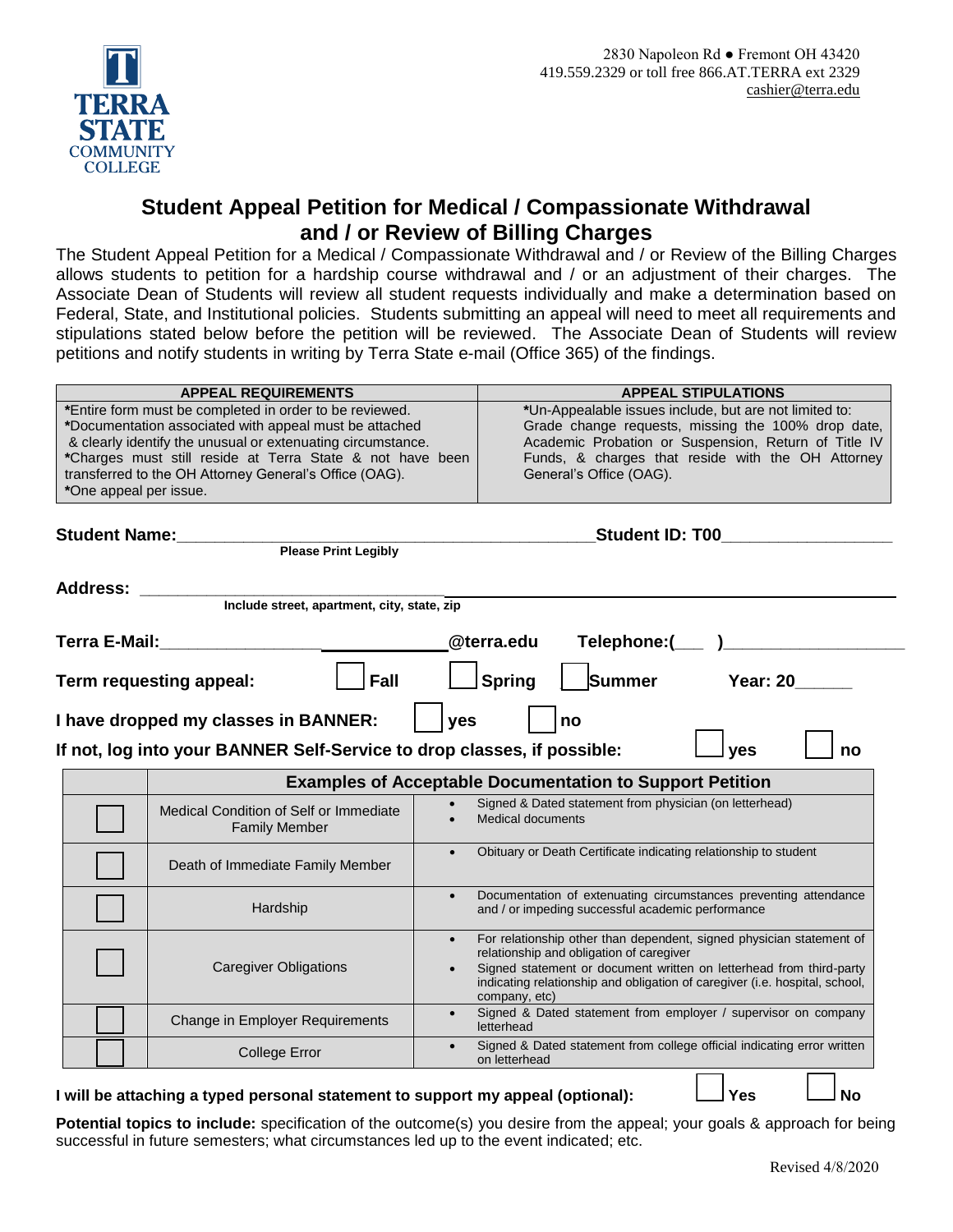TERRA STATE COMMUNITY COLLEGE

2830 Napoleon Rd ● Fremont OH 43420
419.559.2329 or toll free 866.AT.TERRA ext 2329
cashier@terra.edu

# Student Appeal Petition for Medical / Compassionate Withdrawal and / or Review of Billing Charges

The Student Appeal Petition for a Medical / Compassionate Withdrawal and / or Review of the Billing Charges allows students to petition for a hardship course withdrawal and / or an adjustment of their charges. The Associate Dean of Students will review all student requests individually and make a determination based on Federal, State, and Institutional policies. Students submitting an appeal will need to meet all requirements and stipulations stated below before the petition will be reviewed. The Associate Dean of Students will review petitions and notify students in writing by Terra State e-mail (Office 365) of the findings.

| APPEAL REQUIREMENTS | APPEAL STIPULATIONS |
|---|---|
| *Entire form must be completed in order to be reviewed.<br>*Documentation associated with appeal must be attached & clearly identify the unusual or extenuating circumstance.<br>*Charges must still reside at Terra State & not have been transferred to the OH Attorney General's Office (OAG).<br>*One appeal per issue. | *Un-Appealable issues include, but are not limited to: Grade change requests, missing the 100% drop date, Academic Probation or Suspension, Return of Title IV Funds, & charges that reside with the OH Attorney General's Office (OAG). |

**Student Name:**_____________________________________________ **Student ID: T00**__________________
**Please Print Legibly**

**Address:** ______________________________________________________________________________
**Include street, apartment, city, state, zip**

**Terra E-Mail:**_________________________________@terra.edu **Telephone:(**___ **)**__________________

**Term requesting appeal:** ☐ **Fall** ☐ **Spring** ☐ **Summer** **Year: 20**______

**I have dropped my classes in BANNER:** ☐ **yes** ☐ **no**

**If not, log into your BANNER Self-Service to drop classes, if possible:** ☐ **yes** ☐ **no**

| | Examples of Acceptable Documentation to Support Petition | |
|---|---|---|
| ☐ | Medical Condition of Self or Immediate Family Member | • Signed & Dated statement from physician (on letterhead)<br>• Medical documents |
| ☐ | Death of Immediate Family Member | • Obituary or Death Certificate indicating relationship to student |
| ☐ | Hardship | • Documentation of extenuating circumstances preventing attendance and / or impeding successful academic performance |
| ☐ | Caregiver Obligations | • For relationship other than dependent, signed physician statement of relationship and obligation of caregiver<br>• Signed statement or document written on letterhead from third-party indicating relationship and obligation of caregiver (i.e. hospital, school, company, etc) |
| ☐ | Change in Employer Requirements | • Signed & Dated statement from employer / supervisor on company letterhead |
| ☐ | College Error | • Signed & Dated statement from college official indicating error written on letterhead |

**I will be attaching a typed personal statement to support my appeal (optional):** ☐ **Yes** ☐ **No**

**Potential topics to include:** specification of the outcome(s) you desire from the appeal; your goals & approach for being successful in future semesters; what circumstances led up to the event indicated; etc.

Revised 4/8/2020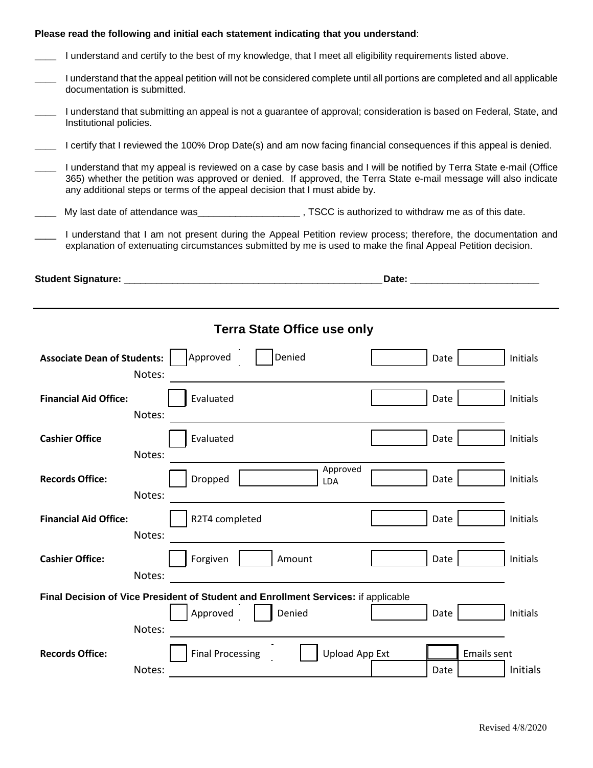**Please read the following and initial each statement indicating that you understand**:

\_\_\_\_ I understand and certify to the best of my knowledge, that I meet all eligibility requirements listed above.

\_\_\_\_ I understand that the appeal petition will not be considered complete until all portions are completed and all applicable documentation is submitted.

\_\_\_\_ I understand that submitting an appeal is not a guarantee of approval; consideration is based on Federal, State, and Institutional policies.

\_\_\_\_ I certify that I reviewed the 100% Drop Date(s) and am now facing financial consequences if this appeal is denied.

\_\_\_\_ I understand that my appeal is reviewed on a case by case basis and I will be notified by Terra State e-mail (Office 365) whether the petition was approved or denied. If approved, the Terra State e-mail message will also indicate any additional steps or terms of the appeal decision that I must abide by.

\_\_\_\_ My last date of attendance was\_\_\_\_\_\_\_\_\_\_\_\_\_\_\_\_\_\_\_ , TSCC is authorized to withdraw me as of this date.

\_\_\_\_ I understand that I am not present during the Appeal Petition review process; therefore, the documentation and explanation of extenuating circumstances submitted by me is used to make the final Appeal Petition decision.

**Student Signature:** \_\_\_\_\_\_\_\_\_\_\_\_\_\_\_\_\_\_\_\_\_\_\_\_\_\_\_\_\_\_\_\_\_\_\_\_\_\_\_\_\_\_\_\_\_\_\_\_ **Date:** \_\_\_\_\_\_\_\_\_\_\_\_\_\_\_\_\_\_\_\_\_\_\_\_

---

## Terra State Office use only

**Associate Dean of Students:** ☐ Approved ☐ Denied ☐ Date ☐ Initials
Notes: \_\_\_\_\_\_\_\_\_\_\_\_\_\_\_\_\_\_\_\_\_\_\_\_\_\_\_\_\_\_\_\_

**Financial Aid Office:** ☐ Evaluated ☐ Date ☐ Initials
Notes: \_\_\_\_\_\_\_\_\_\_\_\_\_\_\_\_\_\_\_\_\_\_\_\_\_\_\_\_\_\_\_\_

**Cashier Office** ☐ Evaluated ☐ Date ☐ Initials
Notes: \_\_\_\_\_\_\_\_\_\_\_\_\_\_\_\_\_\_\_\_\_\_\_\_\_\_\_\_\_\_\_\_

**Records Office:** ☐ Dropped ☐ Approved LDA ☐ Date ☐ Initials
Notes: \_\_\_\_\_\_\_\_\_\_\_\_\_\_\_\_\_\_\_\_\_\_\_\_\_\_\_\_\_\_\_\_

**Financial Aid Office:** ☐ R2T4 completed ☐ Date ☐ Initials
Notes: \_\_\_\_\_\_\_\_\_\_\_\_\_\_\_\_\_\_\_\_\_\_\_\_\_\_\_\_\_\_\_\_

**Cashier Office:** ☐ Forgiven ☐ Amount ☐ Date ☐ Initials
Notes: \_\_\_\_\_\_\_\_\_\_\_\_\_\_\_\_\_\_\_\_\_\_\_\_\_\_\_\_\_\_\_\_

**Final Decision of Vice President of Student and Enrollment Services:** if applicable
☐ Approved ☐ Denied ☐ Date ☐ Initials
Notes: \_\_\_\_\_\_\_\_\_\_\_\_\_\_\_\_\_\_\_\_\_\_\_\_\_\_\_\_\_\_\_\_

**Records Office:** ☐ Final Processing ☐ Upload App Ext ☐ Emails sent
Notes: \_\_\_\_\_\_\_\_\_\_\_\_\_\_\_\_\_\_\_\_\_\_\_\_\_\_\_\_\_\_\_\_ ☐ Date ☐ Initials

Revised 4/8/2020